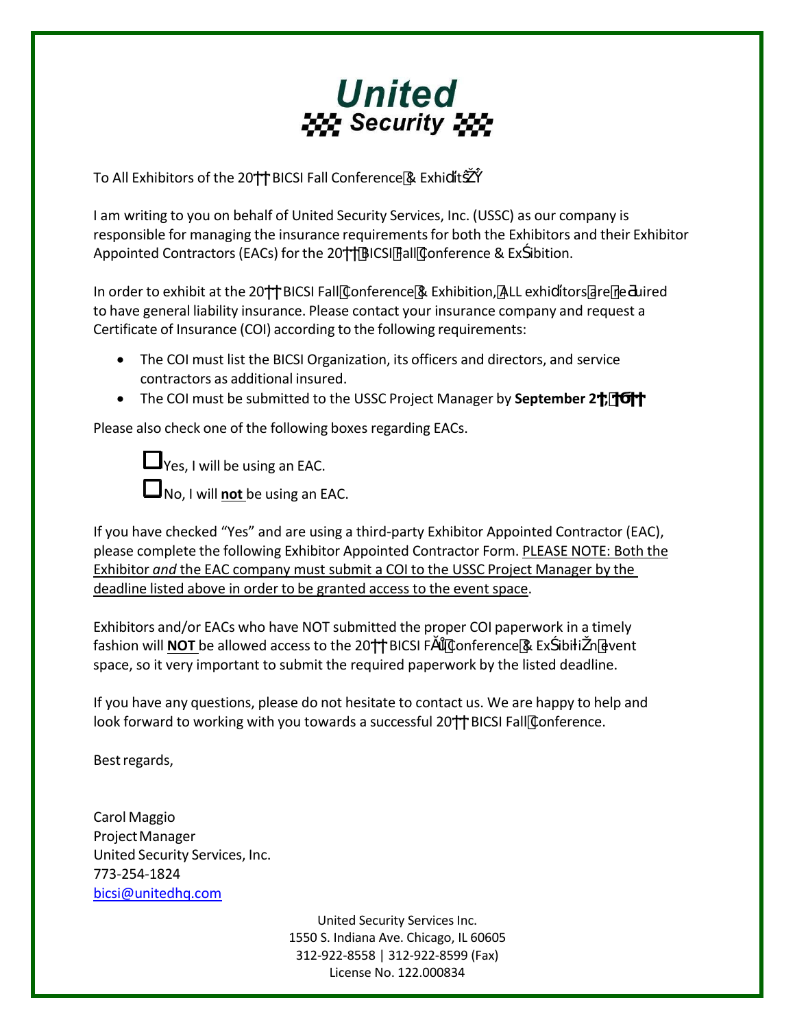**United**
**Security**

To All Exhibitors of the 20†† BICSI Fall Conference & Exhibits:

I am writing to you on behalf of United Security Services, Inc. (USSC) as our company is responsible for managing the insurance requirements for both the Exhibitors and their Exhibitor Appointed Contractors (EACs) for the 20†† BICSI Fall Conference & Exhibition.

In order to exhibit at the 20†† BICSI Fall Conference & Exhibition, ALL exhibitors are required to have general liability insurance. Please contact your insurance company and request a Certificate of Insurance (COI) according to the following requirements:

- The COI must list the BICSI Organization, its officers and directors, and service contractors as additional insured.
- The COI must be submitted to the USSC Project Manager by **September 2†, 20††**

Please also check one of the following boxes regarding EACs.

☐ Yes, I will be using an EAC.

☐ No, I will **not** be using an EAC.

If you have checked "Yes" and are using a third-party Exhibitor Appointed Contractor (EAC), please complete the following Exhibitor Appointed Contractor Form. PLEASE NOTE: Both the Exhibitor *and* the EAC company must submit a COI to the USSC Project Manager by the deadline listed above in order to be granted access to the event space.

Exhibitors and/or EACs who have NOT submitted the proper COI paperwork in a timely fashion will **NOT** be allowed access to the 20†† BICSI Fall Conference & Exhibition event space, so it very important to submit the required paperwork by the listed deadline.

If you have any questions, please do not hesitate to contact us. We are happy to help and look forward to working with you towards a successful 20†† BICSI Fall Conference.

Best regards,

Carol Maggio
Project Manager
United Security Services, Inc.
773-254-1824
bicsi@unitedhq.com

United Security Services Inc.
1550 S. Indiana Ave. Chicago, IL 60605
312-922-8558 | 312-922-8599 (Fax)
License No. 122.000834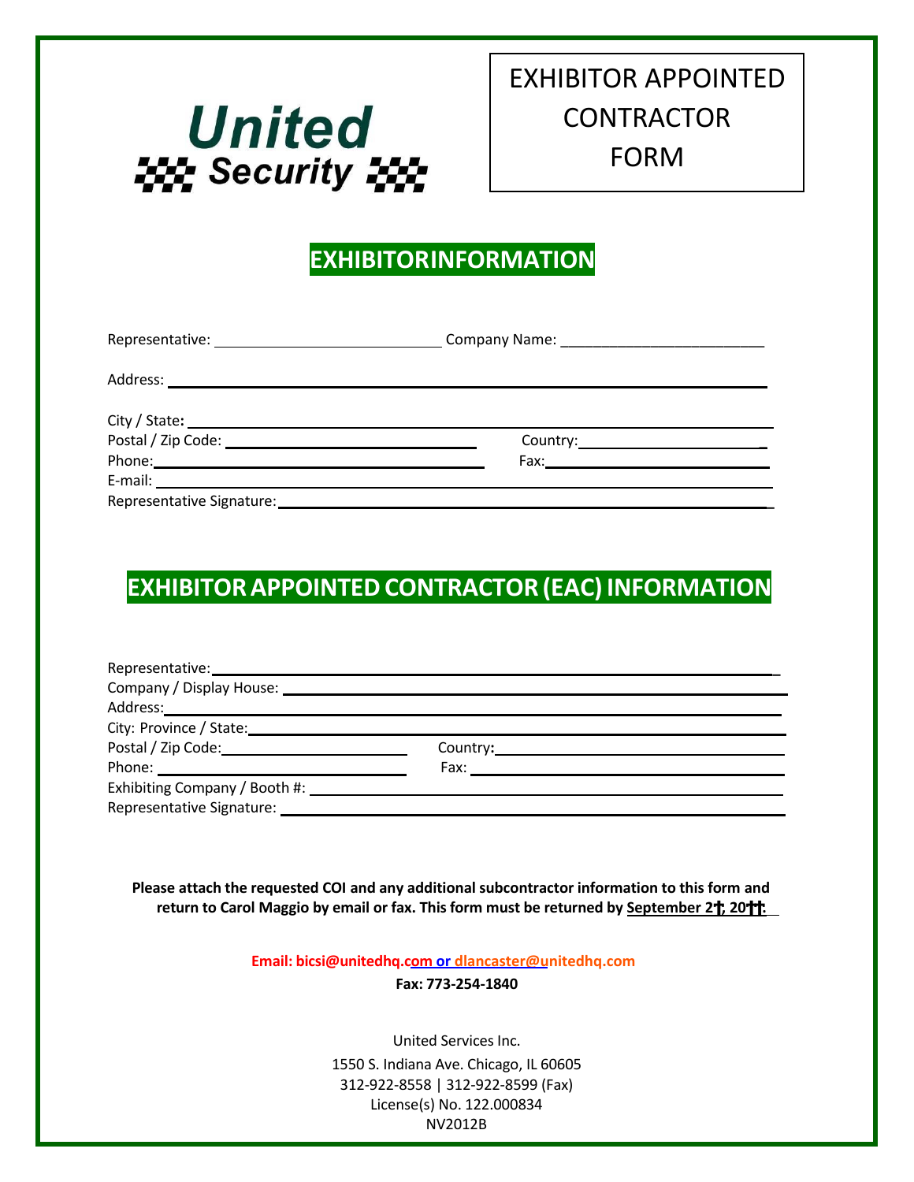United Security

# EXHIBITOR APPOINTED CONTRACTOR FORM

## EXHIBITORINFORMATION

Representative: ____________________________ Company Name: _________________________

Address: ______________________________________________________________________

City / State: ___________________________________________________________________

Postal / Zip Code: ______________________________ Country: ______________________

Phone: ________________________________________ Fax: __________________________

E-mail: ________________________________________________________________________

Representative Signature: _______________________________________________________

## EXHIBITOR APPOINTED CONTRACTOR (EAC) INFORMATION

Representative: _________________________________________________________________

Company / Display House: _______________________________________________________

Address: _______________________________________________________________________

City: Province / State: ___________________________________________________________

Postal / Zip Code: _________________________ Country: _____________________________

Phone: ____________________________________ Fax: _________________________________

Exhibiting Company / Booth #: ____________________________________________________

Representative Signature: ________________________________________________________

**Please attach the requested COI and any additional subcontractor information to this form and return to Carol Maggio by email or fax. This form must be returned by September 2†, 20††:**

**Email: bicsi@unitedhq.com or dlancaster@unitedhq.com**

**Fax: 773-254-1840**

United Services Inc.

1550 S. Indiana Ave. Chicago, IL 60605

312-922-8558 | 312-922-8599 (Fax)

License(s) No. 122.000834

NV2012B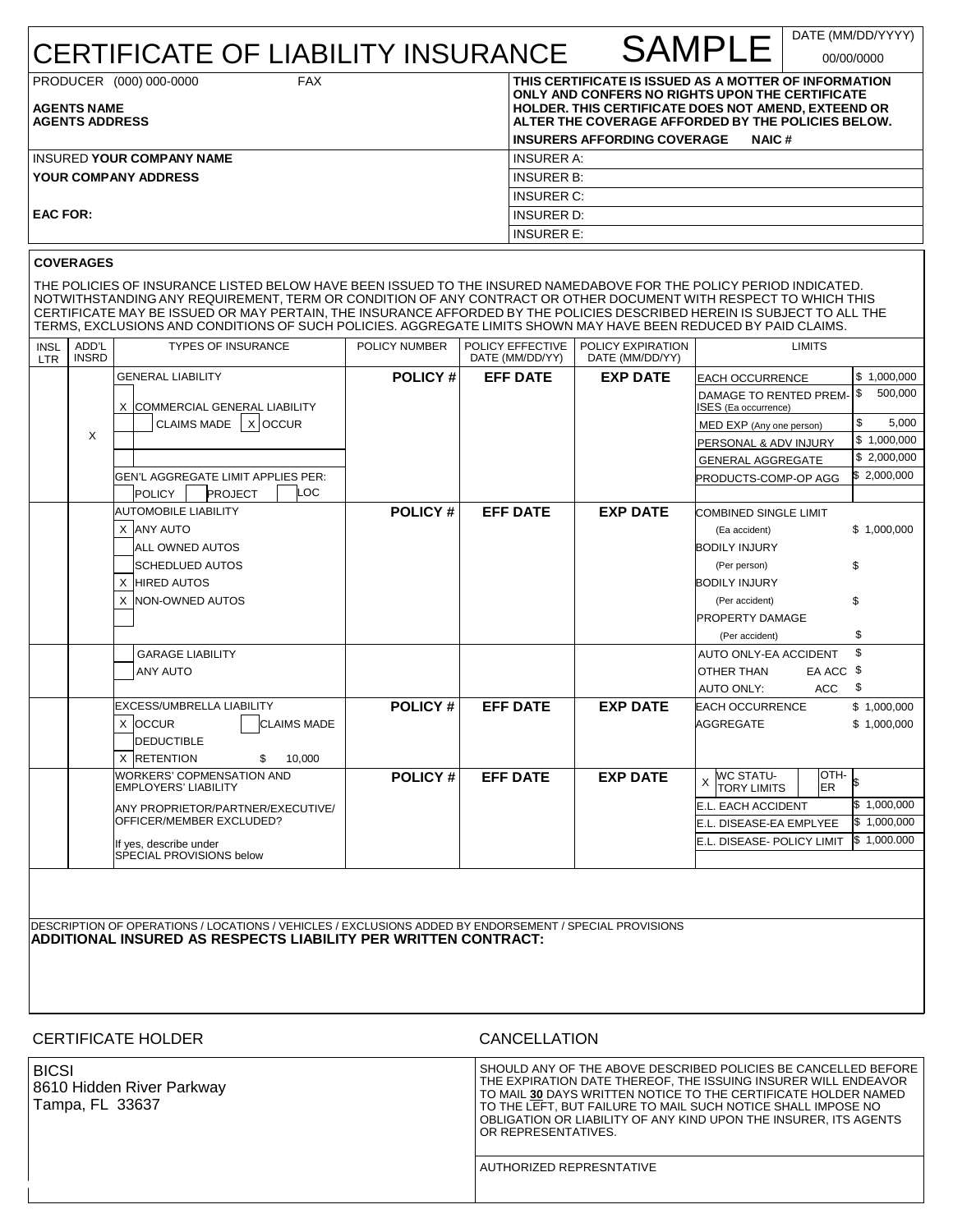# CERTIFICATE OF LIABILITY INSURANCE SAMPLE

DATE (MM/DD/YYYY)
00/00/0000

PRODUCER (000) 000-0000 FAX

**AGENTS NAME**
**AGENTS ADDRESS**

**THIS CERTIFICATE IS ISSUED AS A MOTTER OF INFORMATION ONLY AND CONFERS NO RIGHTS UPON THE CERTIFICATE HOLDER. THIS CERTIFICATE DOES NOT AMEND, EXTEEND OR ALTER THE COVERAGE AFFORDED BY THE POLICIES BELOW.**

| INSURERS AFFORDING COVERAGE | NAIC # |
|---|---|
| INSURER A: | |
| INSURER B: | |
| INSURER C: | |
| INSURER D: | |
| INSURER E: | |

INSURED **YOUR COMPANY NAME**
**YOUR COMPANY ADDRESS**

**EAC FOR:**

**COVERAGES**

THE POLICIES OF INSURANCE LISTED BELOW HAVE BEEN ISSUED TO THE INSURED NAMEDABOVE FOR THE POLICY PERIOD INDICATED. NOTWITHSTANDING ANY REQUIREMENT, TERM OR CONDITION OF ANY CONTRACT OR OTHER DOCUMENT WITH RESPECT TO WHICH THIS CERTIFICATE MAY BE ISSUED OR MAY PERTAIN, THE INSURANCE AFFORDED BY THE POLICIES DESCRIBED HEREIN IS SUBJECT TO ALL THE TERMS, EXCLUSIONS AND CONDITIONS OF SUCH POLICIES. AGGREGATE LIMITS SHOWN MAY HAVE BEEN REDUCED BY PAID CLAIMS.

| INSL LTR | ADD'L INSRD | TYPES OF INSURANCE | POLICY NUMBER | POLICY EFFECTIVE DATE (MM/DD/YY) | POLICY EXPIRATION DATE (MM/DD/YY) | LIMITS | |
|---|---|---|---|---|---|---|---|
| | X | GENERAL LIABILITY | **POLICY #** | **EFF DATE** | **EXP DATE** | EACH OCCURRENCE | $ 1,000,000 |
| | | X COMMERCIAL GENERAL LIABILITY | | | | DAMAGE TO RENTED PREMISES (Ea occurrence) | $ 500,000 |
| | | CLAIMS MADE X OCCUR | | | | MED EXP (Any one person) | $ 5,000 |
| | | | | | | PERSONAL & ADV INJURY | $ 1,000,000 |
| | | | | | | GENERAL AGGREGATE | $ 2,000,000 |
| | | GEN'L AGGREGATE LIMIT APPLIES PER: POLICY PROJECT LOC | | | | PRODUCTS-COMP-OP AGG | $ 2,000,000 |
| | | AUTOMOBILE LIABILITY | **POLICY #** | **EFF DATE** | **EXP DATE** | COMBINED SINGLE LIMIT (Ea accident) | $ 1,000,000 |
| | | X ANY AUTO | | | | | |
| | | ALL OWNED AUTOS | | | | BODILY INJURY (Per person) | $ |
| | | SCHEDLUED AUTOS | | | | | |
| | | X HIRED AUTOS | | | | BODILY INJURY (Per accident) | $ |
| | | X NON-OWNED AUTOS | | | | | |
| | | | | | | PROPERTY DAMAGE (Per accident) | $ |
| | | GARAGE LIABILITY | | | | AUTO ONLY-EA ACCIDENT | $ |
| | | ANY AUTO | | | | OTHER THAN EA ACC | $ |
| | | | | | | AUTO ONLY: ACC | $ |
| | | EXCESS/UMBRELLA LIABILITY | **POLICY #** | **EFF DATE** | **EXP DATE** | EACH OCCURRENCE | $ 1,000,000 |
| | | X OCCUR CLAIMS MADE | | | | AGGREGATE | $ 1,000,000 |
| | | DEDUCTIBLE | | | | | |
| | | X RETENTION $ 10,000 | | | | | |
| | | WORKERS' COPMENSATION AND EMPLOYERS' LIABILITY | **POLICY #** | **EFF DATE** | **EXP DATE** | X WC STATUTORY LIMITS / OTHER | $ |
| | | ANY PROPRIETOR/PARTNER/EXECUTIVE/ OFFICER/MEMBER EXCLUDED? | | | | E.L. EACH ACCIDENT | $ 1,000,000 |
| | | | | | | E.L. DISEASE-EA EMPLYEE | $ 1,000,000 |
| | | If yes, describe under SPECIAL PROVISIONS below | | | | E.L. DISEASE- POLICY LIMIT | $ 1,000.000 |

DESCRIPTION OF OPERATIONS / LOCATIONS / VEHICLES / EXCLUSIONS ADDED BY ENDORSEMENT / SPECIAL PROVISIONS
**ADDITIONAL INSURED AS RESPECTS LIABILITY PER WRITTEN CONTRACT:**

CERTIFICATE HOLDER

BICSI
8610 Hidden River Parkway
Tampa, FL 33637

CANCELLATION

SHOULD ANY OF THE ABOVE DESCRIBED POLICIES BE CANCELLED BEFORE THE EXPIRATION DATE THEREOF, THE ISSUING INSURER WILL ENDEAVOR TO MAIL **30** DAYS WRITTEN NOTICE TO THE CERTIFICATE HOLDER NAMED TO THE LEFT, BUT FAILURE TO MAIL SUCH NOTICE SHALL IMPOSE NO OBLIGATION OR LIABILITY OF ANY KIND UPON THE INSURER, ITS AGENTS OR REPRESENTATIVES.

AUTHORIZED REPRESNTATIVE